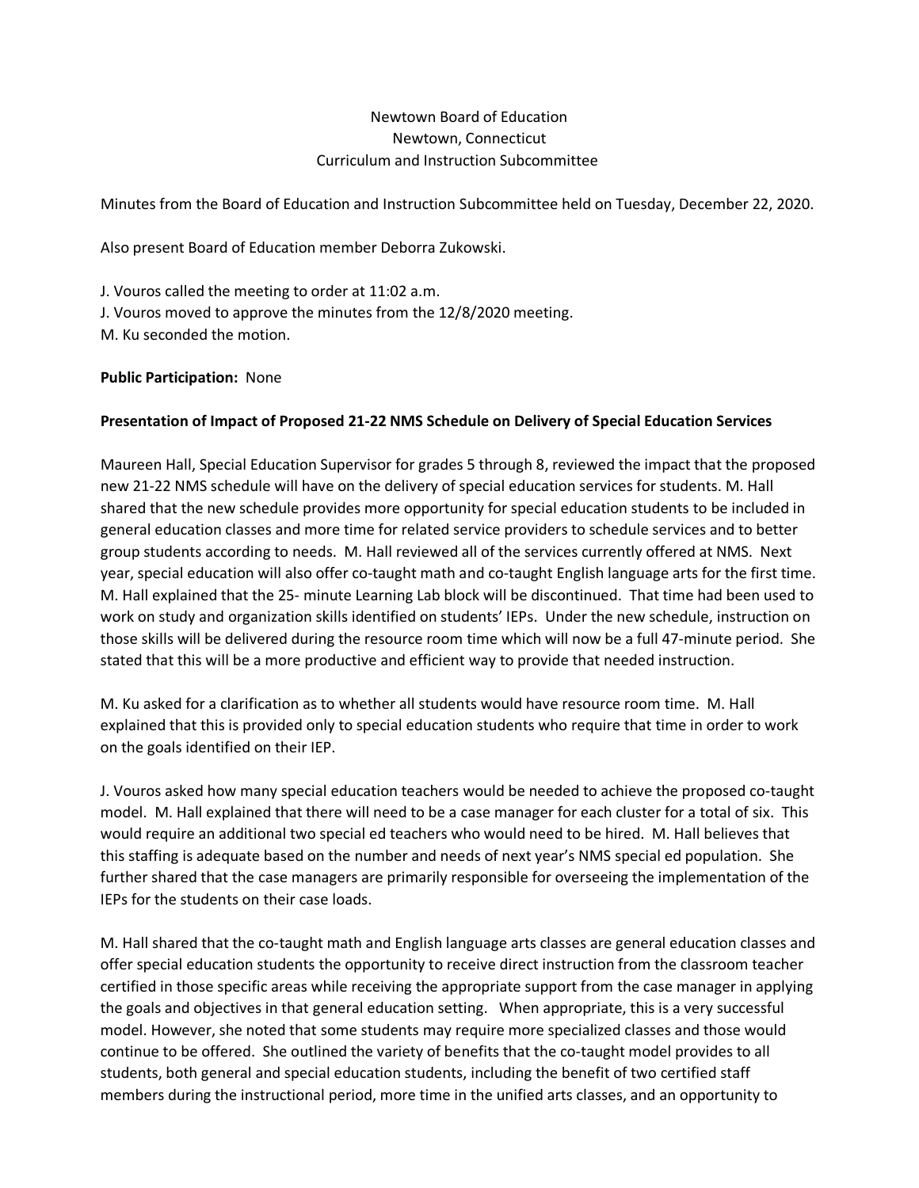Newtown Board of Education
Newtown, Connecticut
Curriculum and Instruction Subcommittee

Minutes from the Board of Education and Instruction Subcommittee held on Tuesday, December 22, 2020.

Also present Board of Education member Deborra Zukowski.

J. Vouros called the meeting to order at 11:02 a.m.
J. Vouros moved to approve the minutes from the 12/8/2020 meeting.
M. Ku seconded the motion.

**Public Participation:** None

**Presentation of Impact of Proposed 21-22 NMS Schedule on Delivery of Special Education Services**

Maureen Hall, Special Education Supervisor for grades 5 through 8, reviewed the impact that the proposed new 21-22 NMS schedule will have on the delivery of special education services for students. M. Hall shared that the new schedule provides more opportunity for special education students to be included in general education classes and more time for related service providers to schedule services and to better group students according to needs. M. Hall reviewed all of the services currently offered at NMS. Next year, special education will also offer co-taught math and co-taught English language arts for the first time. M. Hall explained that the 25- minute Learning Lab block will be discontinued. That time had been used to work on study and organization skills identified on students' IEPs. Under the new schedule, instruction on those skills will be delivered during the resource room time which will now be a full 47-minute period. She stated that this will be a more productive and efficient way to provide that needed instruction.

M. Ku asked for a clarification as to whether all students would have resource room time. M. Hall explained that this is provided only to special education students who require that time in order to work on the goals identified on their IEP.

J. Vouros asked how many special education teachers would be needed to achieve the proposed co-taught model. M. Hall explained that there will need to be a case manager for each cluster for a total of six. This would require an additional two special ed teachers who would need to be hired. M. Hall believes that this staffing is adequate based on the number and needs of next year's NMS special ed population. She further shared that the case managers are primarily responsible for overseeing the implementation of the IEPs for the students on their case loads.

M. Hall shared that the co-taught math and English language arts classes are general education classes and offer special education students the opportunity to receive direct instruction from the classroom teacher certified in those specific areas while receiving the appropriate support from the case manager in applying the goals and objectives in that general education setting. When appropriate, this is a very successful model. However, she noted that some students may require more specialized classes and those would continue to be offered. She outlined the variety of benefits that the co-taught model provides to all students, both general and special education students, including the benefit of two certified staff members during the instructional period, more time in the unified arts classes, and an opportunity to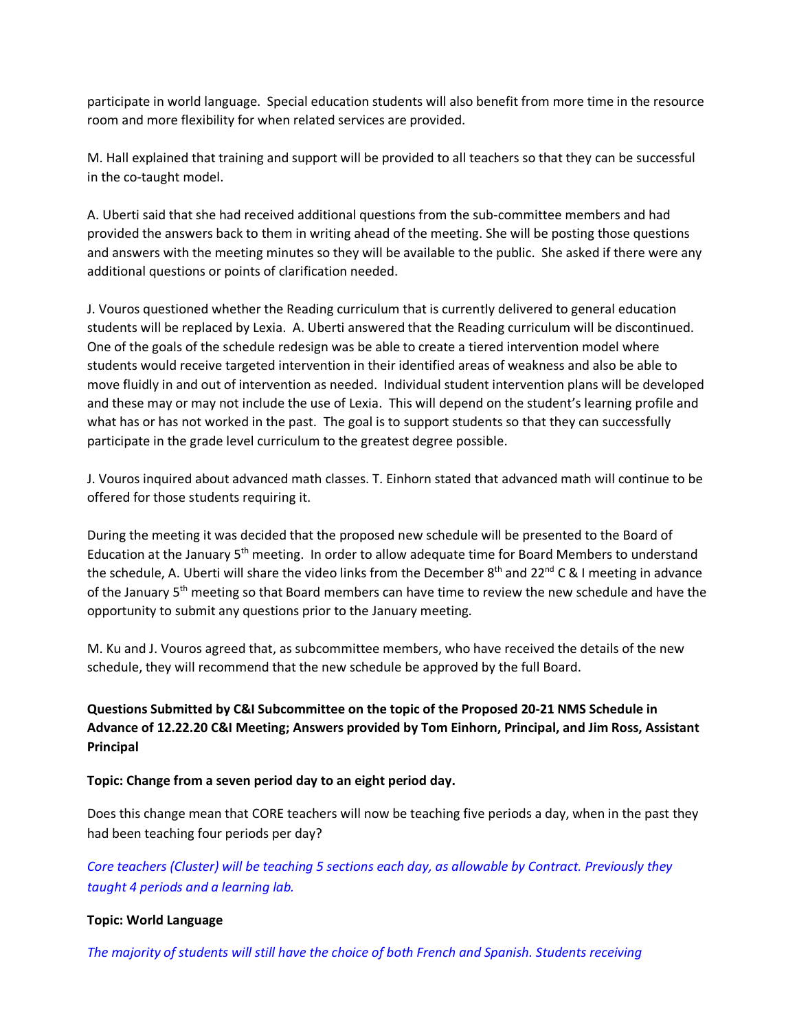participate in world language. Special education students will also benefit from more time in the resource room and more flexibility for when related services are provided.

M. Hall explained that training and support will be provided to all teachers so that they can be successful in the co-taught model.

A. Uberti said that she had received additional questions from the sub-committee members and had provided the answers back to them in writing ahead of the meeting. She will be posting those questions and answers with the meeting minutes so they will be available to the public. She asked if there were any additional questions or points of clarification needed.

J. Vouros questioned whether the Reading curriculum that is currently delivered to general education students will be replaced by Lexia. A. Uberti answered that the Reading curriculum will be discontinued. One of the goals of the schedule redesign was be able to create a tiered intervention model where students would receive targeted intervention in their identified areas of weakness and also be able to move fluidly in and out of intervention as needed. Individual student intervention plans will be developed and these may or may not include the use of Lexia. This will depend on the student's learning profile and what has or has not worked in the past. The goal is to support students so that they can successfully participate in the grade level curriculum to the greatest degree possible.

J. Vouros inquired about advanced math classes. T. Einhorn stated that advanced math will continue to be offered for those students requiring it.

During the meeting it was decided that the proposed new schedule will be presented to the Board of Education at the January 5th meeting. In order to allow adequate time for Board Members to understand the schedule, A. Uberti will share the video links from the December 8th and 22nd C & I meeting in advance of the January 5th meeting so that Board members can have time to review the new schedule and have the opportunity to submit any questions prior to the January meeting.

M. Ku and J. Vouros agreed that, as subcommittee members, who have received the details of the new schedule, they will recommend that the new schedule be approved by the full Board.

**Questions Submitted by C&I Subcommittee on the topic of the Proposed 20-21 NMS Schedule in Advance of 12.22.20 C&I Meeting; Answers provided by Tom Einhorn, Principal, and Jim Ross, Assistant Principal**

**Topic: Change from a seven period day to an eight period day.**

Does this change mean that CORE teachers will now be teaching five periods a day, when in the past they had been teaching four periods per day?

*Core teachers (Cluster) will be teaching 5 sections each day, as allowable by Contract. Previously they taught 4 periods and a learning lab.*

**Topic: World Language**

*The majority of students will still have the choice of both French and Spanish. Students receiving*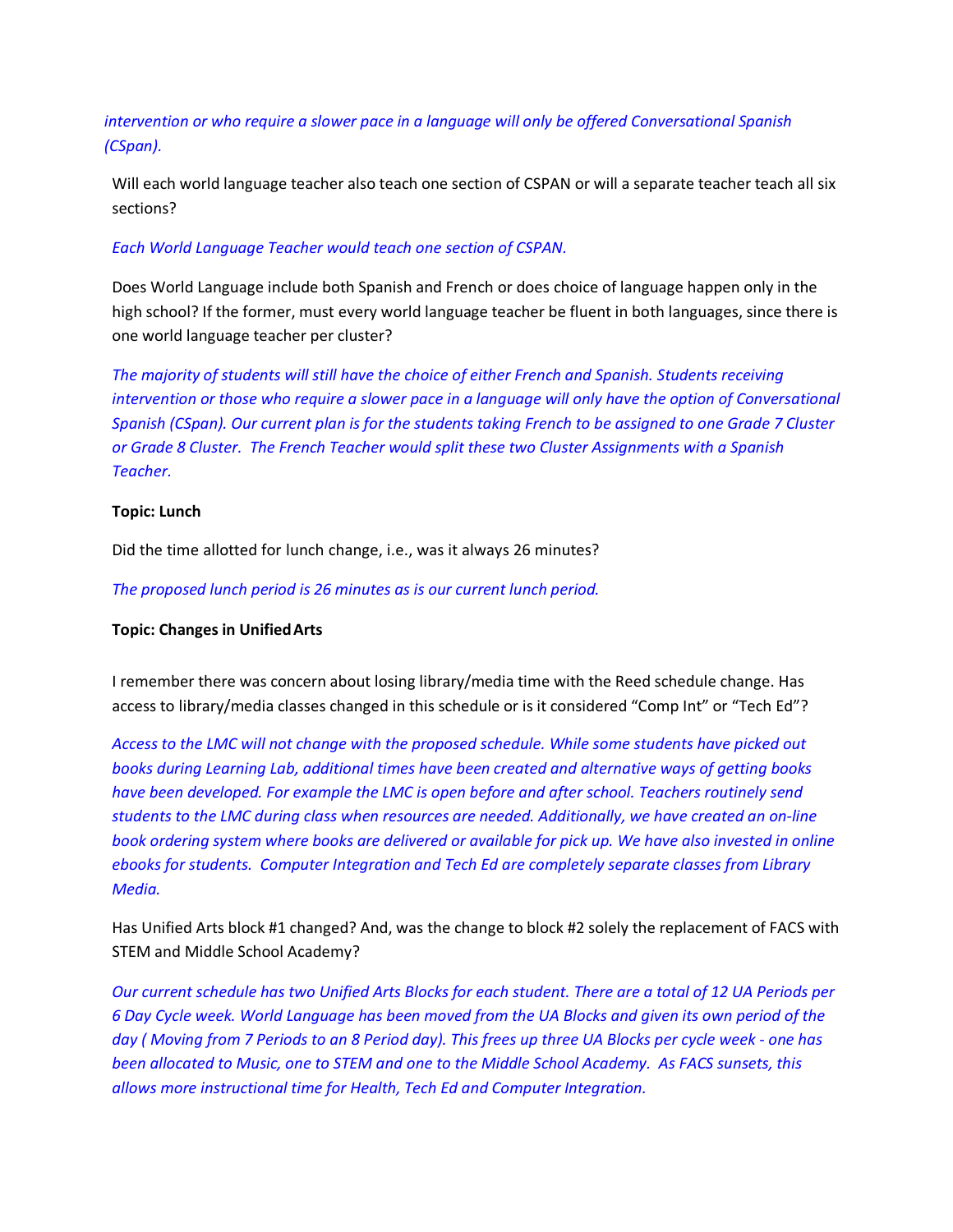*intervention or who require a slower pace in a language will only be offered Conversational Spanish (CSpan).*

Will each world language teacher also teach one section of CSPAN or will a separate teacher teach all six sections?

*Each World Language Teacher would teach one section of CSPAN.*

Does World Language include both Spanish and French or does choice of language happen only in the high school? If the former, must every world language teacher be fluent in both languages, since there is one world language teacher per cluster?

*The majority of students will still have the choice of either French and Spanish. Students receiving intervention or those who require a slower pace in a language will only have the option of Conversational Spanish (CSpan). Our current plan is for the students taking French to be assigned to one Grade 7 Cluster or Grade 8 Cluster. The French Teacher would split these two Cluster Assignments with a Spanish Teacher.*

**Topic: Lunch**

Did the time allotted for lunch change, i.e., was it always 26 minutes?

*The proposed lunch period is 26 minutes as is our current lunch period.*

**Topic: Changes in Unified Arts**

I remember there was concern about losing library/media time with the Reed schedule change. Has access to library/media classes changed in this schedule or is it considered "Comp Int" or "Tech Ed"?

*Access to the LMC will not change with the proposed schedule. While some students have picked out books during Learning Lab, additional times have been created and alternative ways of getting books have been developed. For example the LMC is open before and after school. Teachers routinely send students to the LMC during class when resources are needed. Additionally, we have created an on-line book ordering system where books are delivered or available for pick up. We have also invested in online ebooks for students. Computer Integration and Tech Ed are completely separate classes from Library Media.*

Has Unified Arts block #1 changed? And, was the change to block #2 solely the replacement of FACS with STEM and Middle School Academy?

*Our current schedule has two Unified Arts Blocks for each student. There are a total of 12 UA Periods per 6 Day Cycle week. World Language has been moved from the UA Blocks and given its own period of the day ( Moving from 7 Periods to an 8 Period day). This frees up three UA Blocks per cycle week - one has been allocated to Music, one to STEM and one to the Middle School Academy. As FACS sunsets, this allows more instructional time for Health, Tech Ed and Computer Integration.*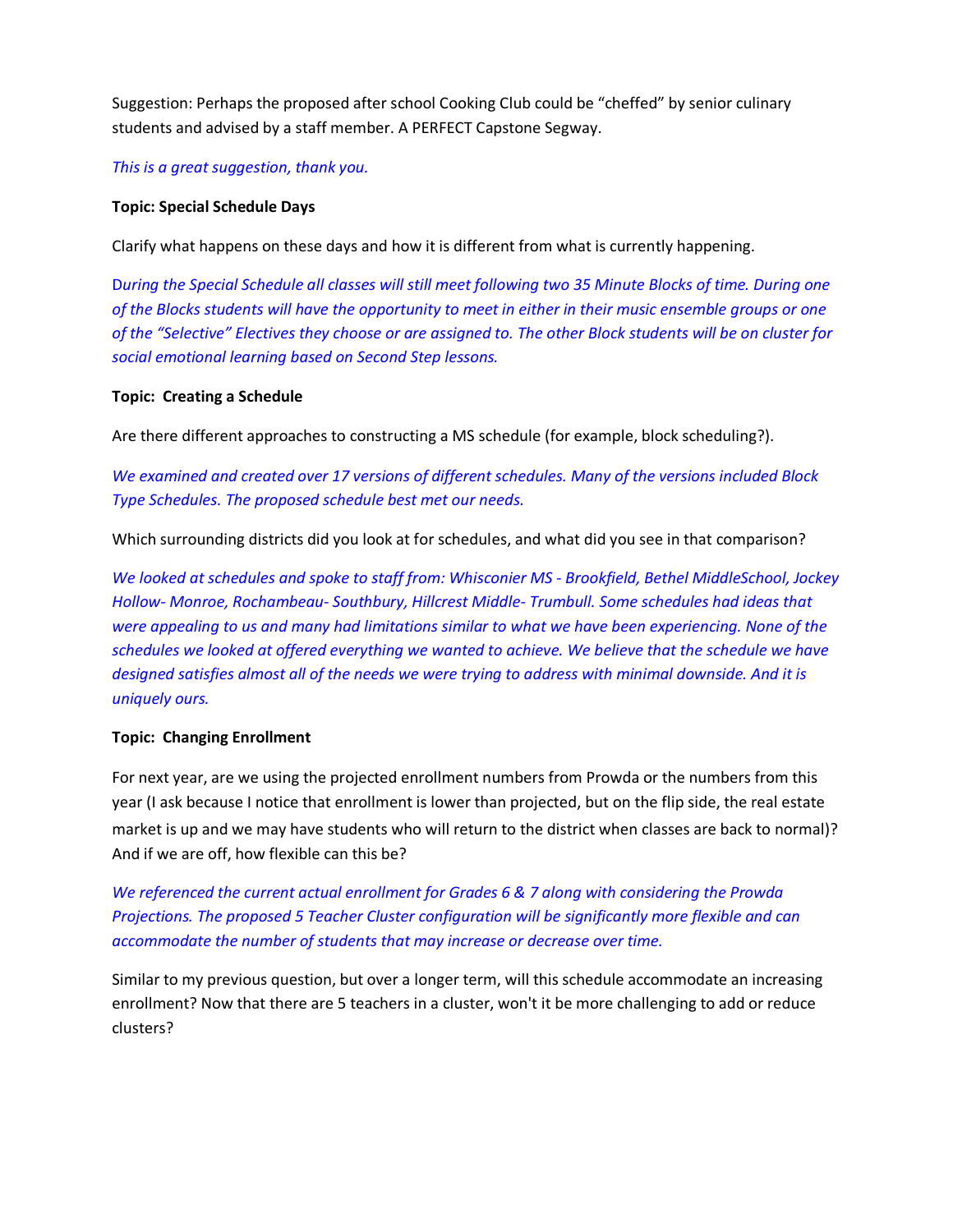Suggestion: Perhaps the proposed after school Cooking Club could be "cheffed" by senior culinary students and advised by a staff member. A PERFECT Capstone Segway.

*This is a great suggestion, thank you.*

**Topic: Special Schedule Days**

Clarify what happens on these days and how it is different from what is currently happening.

*During the Special Schedule all classes will still meet following two 35 Minute Blocks of time. During one of the Blocks students will have the opportunity to meet in either in their music ensemble groups or one of the "Selective" Electives they choose or are assigned to. The other Block students will be on cluster for social emotional learning based on Second Step lessons.*

**Topic: Creating a Schedule**

Are there different approaches to constructing a MS schedule (for example, block scheduling?).

*We examined and created over 17 versions of different schedules. Many of the versions included Block Type Schedules. The proposed schedule best met our needs.*

Which surrounding districts did you look at for schedules, and what did you see in that comparison?

*We looked at schedules and spoke to staff from: Whisconier MS - Brookfield, Bethel MiddleSchool, Jockey Hollow- Monroe, Rochambeau- Southbury, Hillcrest Middle- Trumbull. Some schedules had ideas that were appealing to us and many had limitations similar to what we have been experiencing. None of the schedules we looked at offered everything we wanted to achieve. We believe that the schedule we have designed satisfies almost all of the needs we were trying to address with minimal downside. And it is uniquely ours.*

**Topic: Changing Enrollment**

For next year, are we using the projected enrollment numbers from Prowda or the numbers from this year (I ask because I notice that enrollment is lower than projected, but on the flip side, the real estate market is up and we may have students who will return to the district when classes are back to normal)? And if we are off, how flexible can this be?

*We referenced the current actual enrollment for Grades 6 & 7 along with considering the Prowda Projections. The proposed 5 Teacher Cluster configuration will be significantly more flexible and can accommodate the number of students that may increase or decrease over time.*

Similar to my previous question, but over a longer term, will this schedule accommodate an increasing enrollment? Now that there are 5 teachers in a cluster, won't it be more challenging to add or reduce clusters?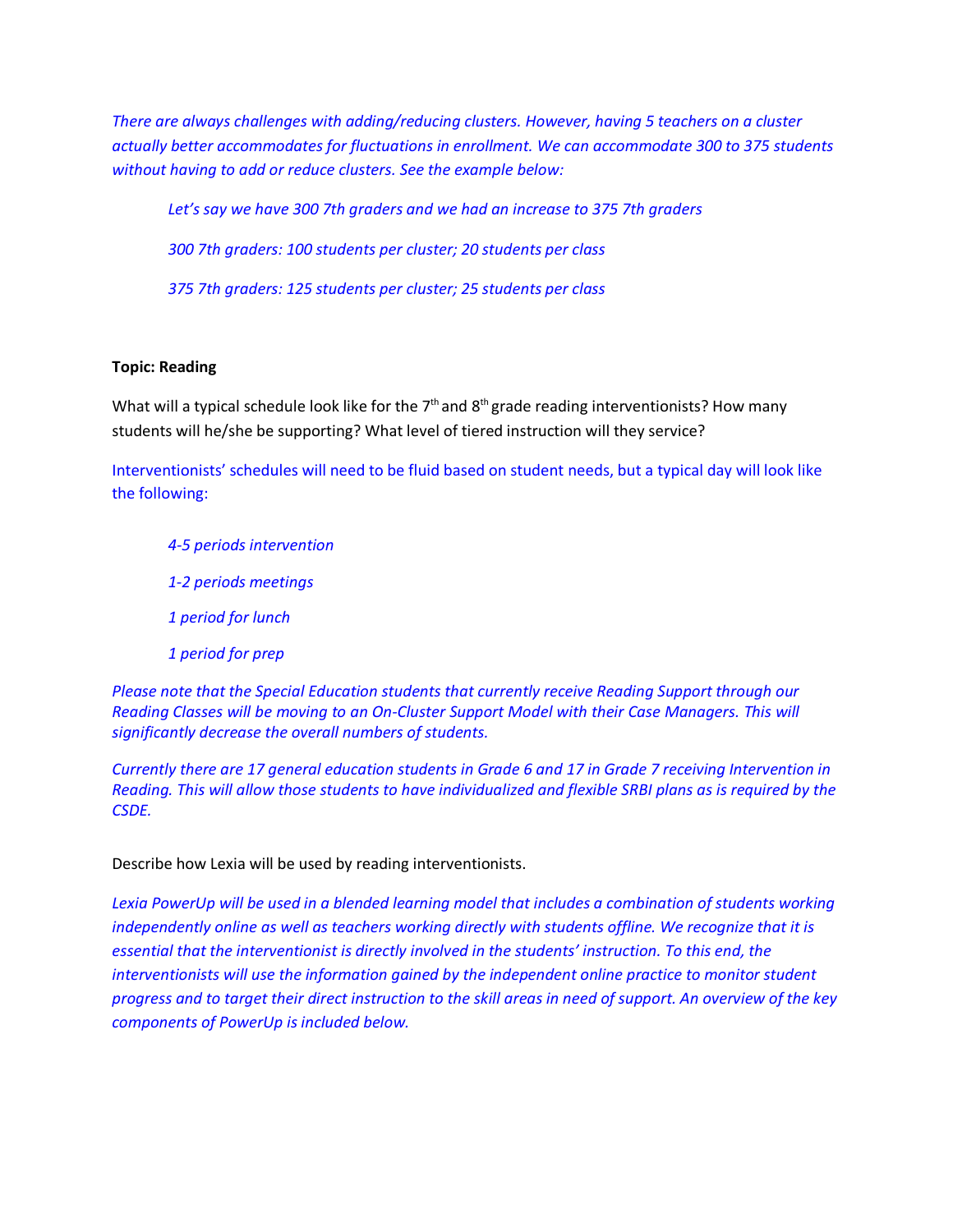*There are always challenges with adding/reducing clusters. However, having 5 teachers on a cluster actually better accommodates for fluctuations in enrollment. We can accommodate 300 to 375 students without having to add or reduce clusters. See the example below:*

> *Let's say we have 300 7th graders and we had an increase to 375 7th graders*
>
> *300 7th graders: 100 students per cluster; 20 students per class*
>
> *375 7th graders: 125 students per cluster; 25 students per class*

**Topic: Reading**

What will a typical schedule look like for the 7th and 8th grade reading interventionists? How many students will he/she be supporting? What level of tiered instruction will they service?

Interventionists' schedules will need to be fluid based on student needs, but a typical day will look like the following:

> *4-5 periods intervention*
>
> *1-2 periods meetings*
>
> *1 period for lunch*
>
> *1 period for prep*

*Please note that the Special Education students that currently receive Reading Support through our Reading Classes will be moving to an On-Cluster Support Model with their Case Managers. This will significantly decrease the overall numbers of students.*

*Currently there are 17 general education students in Grade 6 and 17 in Grade 7 receiving Intervention in Reading. This will allow those students to have individualized and flexible SRBI plans as is required by the CSDE.*

Describe how Lexia will be used by reading interventionists.

*Lexia PowerUp will be used in a blended learning model that includes a combination of students working independently online as well as teachers working directly with students offline. We recognize that it is essential that the interventionist is directly involved in the students' instruction. To this end, the interventionists will use the information gained by the independent online practice to monitor student progress and to target their direct instruction to the skill areas in need of support. An overview of the key components of PowerUp is included below.*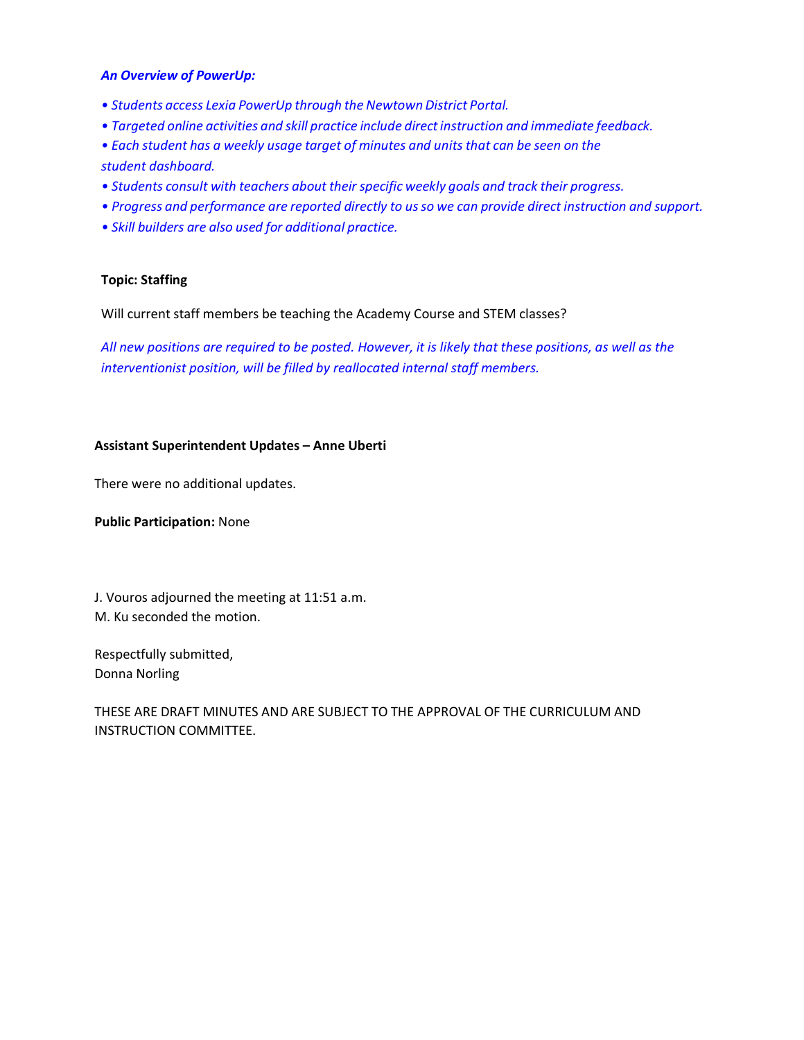***An Overview of PowerUp:***

- *Students access Lexia PowerUp through the Newtown District Portal.*
- *Targeted online activities and skill practice include direct instruction and immediate feedback.*
- *Each student has a weekly usage target of minutes and units that can be seen on the student dashboard.*
- *Students consult with teachers about their specific weekly goals and track their progress.*
- *Progress and performance are reported directly to us so we can provide direct instruction and support.*
- *Skill builders are also used for additional practice.*

**Topic: Staffing**

Will current staff members be teaching the Academy Course and STEM classes?

*All new positions are required to be posted. However, it is likely that these positions, as well as the interventionist position, will be filled by reallocated internal staff members.*

**Assistant Superintendent Updates – Anne Uberti**

There were no additional updates.

**Public Participation:** None

J. Vouros adjourned the meeting at 11:51 a.m.
M. Ku seconded the motion.

Respectfully submitted,
Donna Norling

THESE ARE DRAFT MINUTES AND ARE SUBJECT TO THE APPROVAL OF THE CURRICULUM AND INSTRUCTION COMMITTEE.